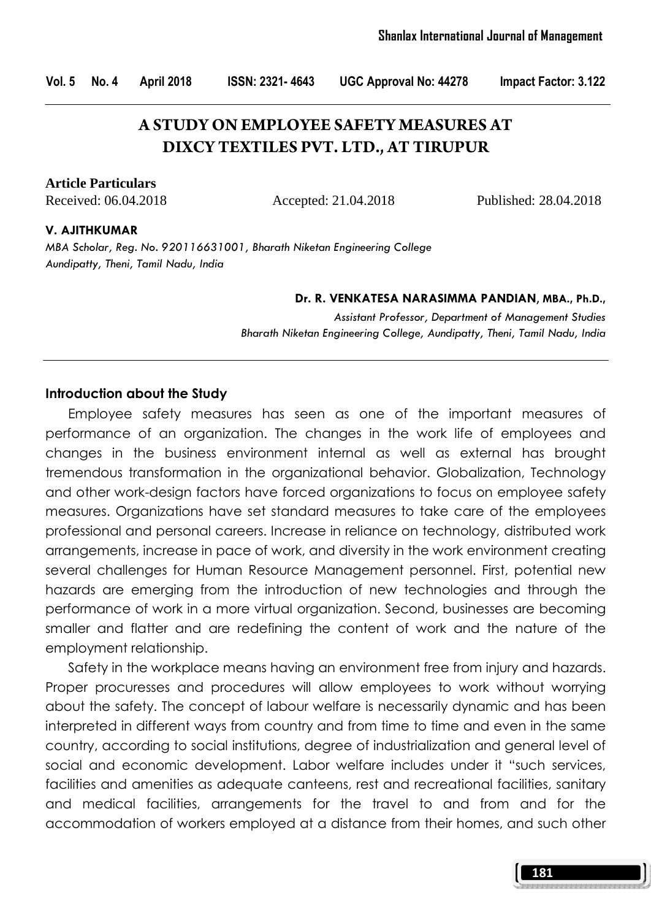# A STUDY ON EMPLOYEE SAFETY MEASURES AT DIXCY TEXTILES PVT. LTD., AT TIRUPUR

**Article Particulars**

Received: 06.04.2018 Accepted: 21.04.2018 Published: 28.04.2018

**V. AJITHKUMAR**

*MBA Scholar, Reg. No. 920116631001, Bharath Niketan Engineering College*
*Aundipatty, Theni, Tamil Nadu, India*

**Dr. R. VENKATESA NARASIMMA PANDIAN, MBA., Ph.D.,**

*Assistant Professor, Department of Management Studies*
*Bharath Niketan Engineering College, Aundipatty, Theni, Tamil Nadu, India*

## Introduction about the Study

Employee safety measures has seen as one of the important measures of performance of an organization. The changes in the work life of employees and changes in the business environment internal as well as external has brought tremendous transformation in the organizational behavior. Globalization, Technology and other work-design factors have forced organizations to focus on employee safety measures. Organizations have set standard measures to take care of the employees professional and personal careers. Increase in reliance on technology, distributed work arrangements, increase in pace of work, and diversity in the work environment creating several challenges for Human Resource Management personnel. First, potential new hazards are emerging from the introduction of new technologies and through the performance of work in a more virtual organization. Second, businesses are becoming smaller and flatter and are redefining the content of work and the nature of the employment relationship.

Safety in the workplace means having an environment free from injury and hazards. Proper procuresses and procedures will allow employees to work without worrying about the safety. The concept of labour welfare is necessarily dynamic and has been interpreted in different ways from country and from time to time and even in the same country, according to social institutions, degree of industrialization and general level of social and economic development. Labor welfare includes under it "such services, facilities and amenities as adequate canteens, rest and recreational facilities, sanitary and medical facilities, arrangements for the travel to and from and for the accommodation of workers employed at a distance from their homes, and such other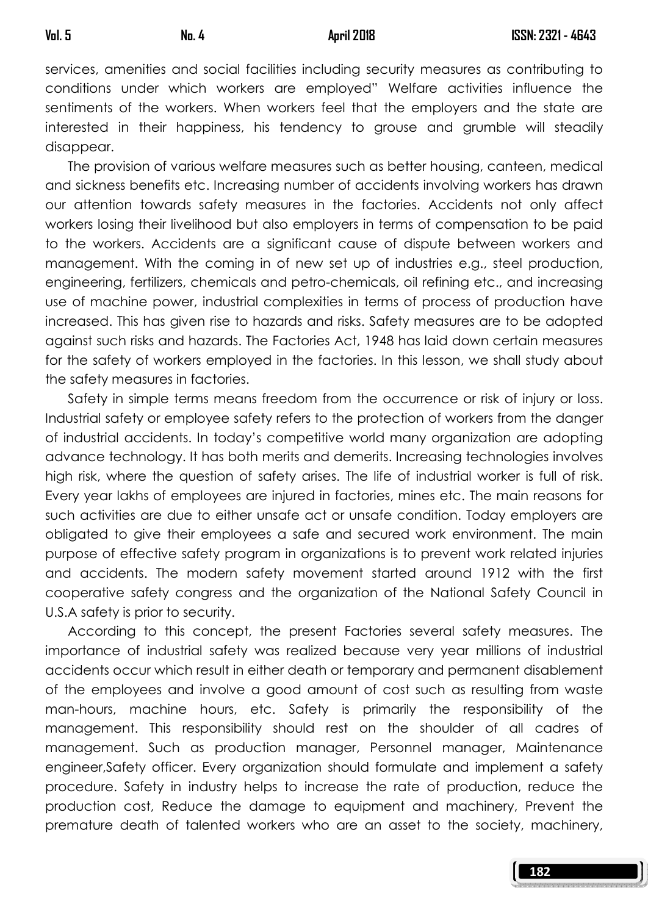services, amenities and social facilities including security measures as contributing to conditions under which workers are employed" Welfare activities influence the sentiments of the workers. When workers feel that the employers and the state are interested in their happiness, his tendency to grouse and grumble will steadily disappear.

The provision of various welfare measures such as better housing, canteen, medical and sickness benefits etc. Increasing number of accidents involving workers has drawn our attention towards safety measures in the factories. Accidents not only affect workers losing their livelihood but also employers in terms of compensation to be paid to the workers. Accidents are a significant cause of dispute between workers and management. With the coming in of new set up of industries e.g., steel production, engineering, fertilizers, chemicals and petro-chemicals, oil refining etc., and increasing use of machine power, industrial complexities in terms of process of production have increased. This has given rise to hazards and risks. Safety measures are to be adopted against such risks and hazards. The Factories Act, 1948 has laid down certain measures for the safety of workers employed in the factories. In this lesson, we shall study about the safety measures in factories.

Safety in simple terms means freedom from the occurrence or risk of injury or loss. Industrial safety or employee safety refers to the protection of workers from the danger of industrial accidents. In today's competitive world many organization are adopting advance technology. It has both merits and demerits. Increasing technologies involves high risk, where the question of safety arises. The life of industrial worker is full of risk. Every year lakhs of employees are injured in factories, mines etc. The main reasons for such activities are due to either unsafe act or unsafe condition. Today employers are obligated to give their employees a safe and secured work environment. The main purpose of effective safety program in organizations is to prevent work related injuries and accidents. The modern safety movement started around 1912 with the first cooperative safety congress and the organization of the National Safety Council in U.S.A safety is prior to security.

According to this concept, the present Factories several safety measures. The importance of industrial safety was realized because very year millions of industrial accidents occur which result in either death or temporary and permanent disablement of the employees and involve a good amount of cost such as resulting from waste man-hours, machine hours, etc. Safety is primarily the responsibility of the management. This responsibility should rest on the shoulder of all cadres of management. Such as production manager, Personnel manager, Maintenance engineer,Safety officer. Every organization should formulate and implement a safety procedure. Safety in industry helps to increase the rate of production, reduce the production cost, Reduce the damage to equipment and machinery, Prevent the premature death of talented workers who are an asset to the society, machinery,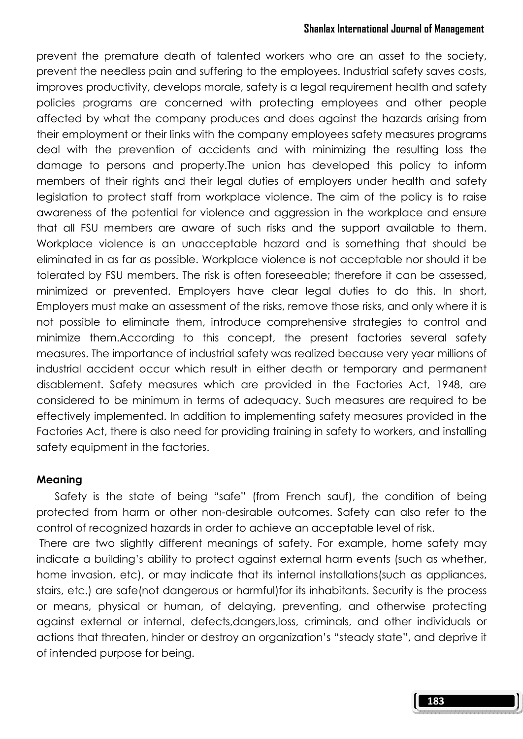prevent the premature death of talented workers who are an asset to the society, prevent the needless pain and suffering to the employees. Industrial safety saves costs, improves productivity, develops morale, safety is a legal requirement health and safety policies programs are concerned with protecting employees and other people affected by what the company produces and does against the hazards arising from their employment or their links with the company employees safety measures programs deal with the prevention of accidents and with minimizing the resulting loss the damage to persons and property.The union has developed this policy to inform members of their rights and their legal duties of employers under health and safety legislation to protect staff from workplace violence. The aim of the policy is to raise awareness of the potential for violence and aggression in the workplace and ensure that all FSU members are aware of such risks and the support available to them. Workplace violence is an unacceptable hazard and is something that should be eliminated in as far as possible. Workplace violence is not acceptable nor should it be tolerated by FSU members. The risk is often foreseeable; therefore it can be assessed, minimized or prevented. Employers have clear legal duties to do this. In short, Employers must make an assessment of the risks, remove those risks, and only where it is not possible to eliminate them, introduce comprehensive strategies to control and minimize them.According to this concept, the present factories several safety measures. The importance of industrial safety was realized because very year millions of industrial accident occur which result in either death or temporary and permanent disablement. Safety measures which are provided in the Factories Act, 1948, are considered to be minimum in terms of adequacy. Such measures are required to be effectively implemented. In addition to implementing safety measures provided in the Factories Act, there is also need for providing training in safety to workers, and installing safety equipment in the factories.

**Meaning**

Safety is the state of being "safe" (from French sauf), the condition of being protected from harm or other non-desirable outcomes. Safety can also refer to the control of recognized hazards in order to achieve an acceptable level of risk.

There are two slightly different meanings of safety. For example, home safety may indicate a building's ability to protect against external harm events (such as whether, home invasion, etc), or may indicate that its internal installations(such as appliances, stairs, etc.) are safe(not dangerous or harmful)for its inhabitants. Security is the process or means, physical or human, of delaying, preventing, and otherwise protecting against external or internal, defects,dangers,loss, criminals, and other individuals or actions that threaten, hinder or destroy an organization's "steady state", and deprive it of intended purpose for being.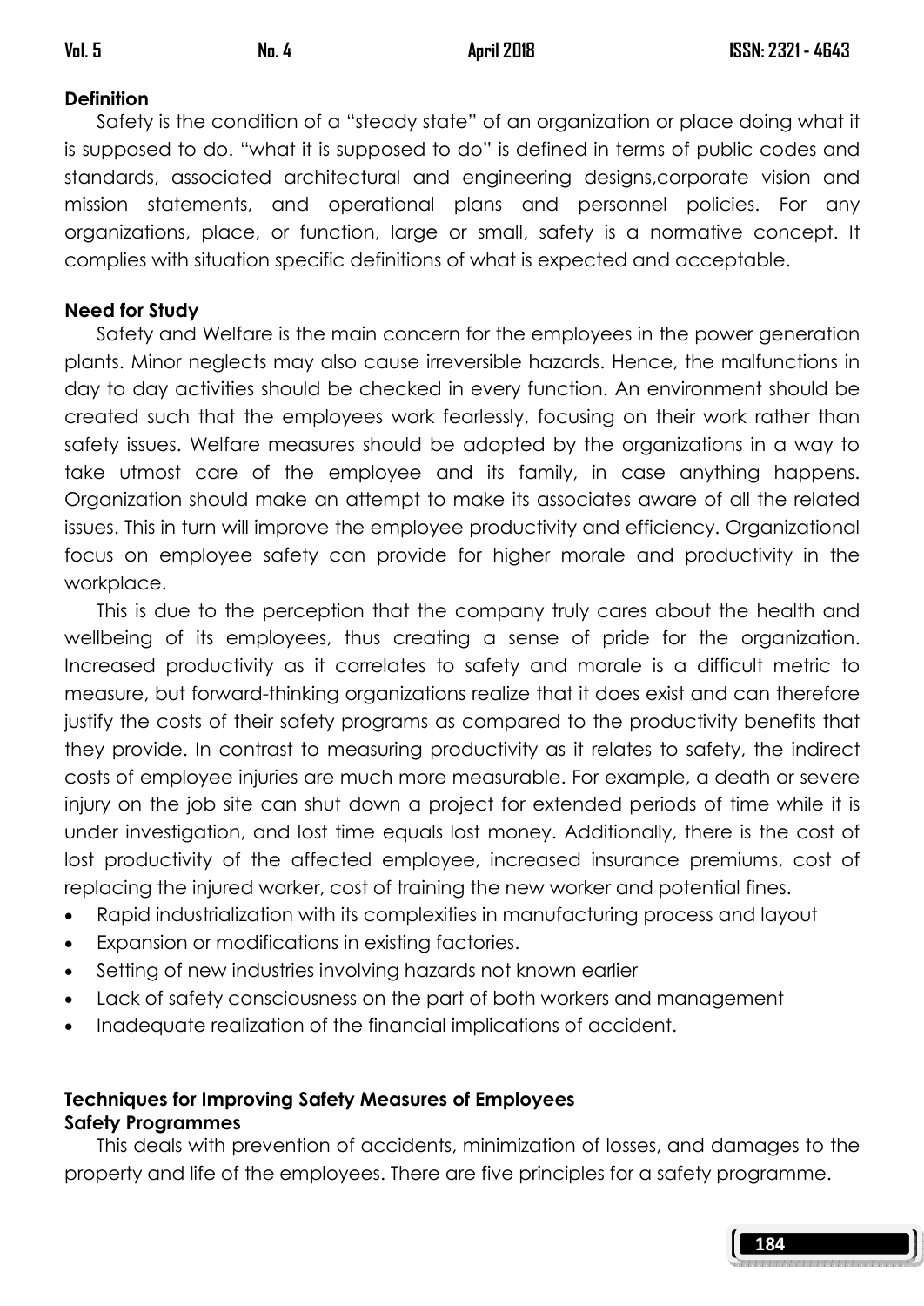**Definition**

Safety is the condition of a "steady state" of an organization or place doing what it is supposed to do. "what it is supposed to do" is defined in terms of public codes and standards, associated architectural and engineering designs,corporate vision and mission statements, and operational plans and personnel policies. For any organizations, place, or function, large or small, safety is a normative concept. It complies with situation specific definitions of what is expected and acceptable.

**Need for Study**

Safety and Welfare is the main concern for the employees in the power generation plants. Minor neglects may also cause irreversible hazards. Hence, the malfunctions in day to day activities should be checked in every function. An environment should be created such that the employees work fearlessly, focusing on their work rather than safety issues. Welfare measures should be adopted by the organizations in a way to take utmost care of the employee and its family, in case anything happens. Organization should make an attempt to make its associates aware of all the related issues. This in turn will improve the employee productivity and efficiency. Organizational focus on employee safety can provide for higher morale and productivity in the workplace.

This is due to the perception that the company truly cares about the health and wellbeing of its employees, thus creating a sense of pride for the organization. Increased productivity as it correlates to safety and morale is a difficult metric to measure, but forward-thinking organizations realize that it does exist and can therefore justify the costs of their safety programs as compared to the productivity benefits that they provide. In contrast to measuring productivity as it relates to safety, the indirect costs of employee injuries are much more measurable. For example, a death or severe injury on the job site can shut down a project for extended periods of time while it is under investigation, and lost time equals lost money. Additionally, there is the cost of lost productivity of the affected employee, increased insurance premiums, cost of replacing the injured worker, cost of training the new worker and potential fines.

- Rapid industrialization with its complexities in manufacturing process and layout
- Expansion or modifications in existing factories.
- Setting of new industries involving hazards not known earlier
- Lack of safety consciousness on the part of both workers and management
- Inadequate realization of the financial implications of accident.

**Techniques for Improving Safety Measures of Employees**

**Safety Programmes**

This deals with prevention of accidents, minimization of losses, and damages to the property and life of the employees. There are five principles for a safety programme.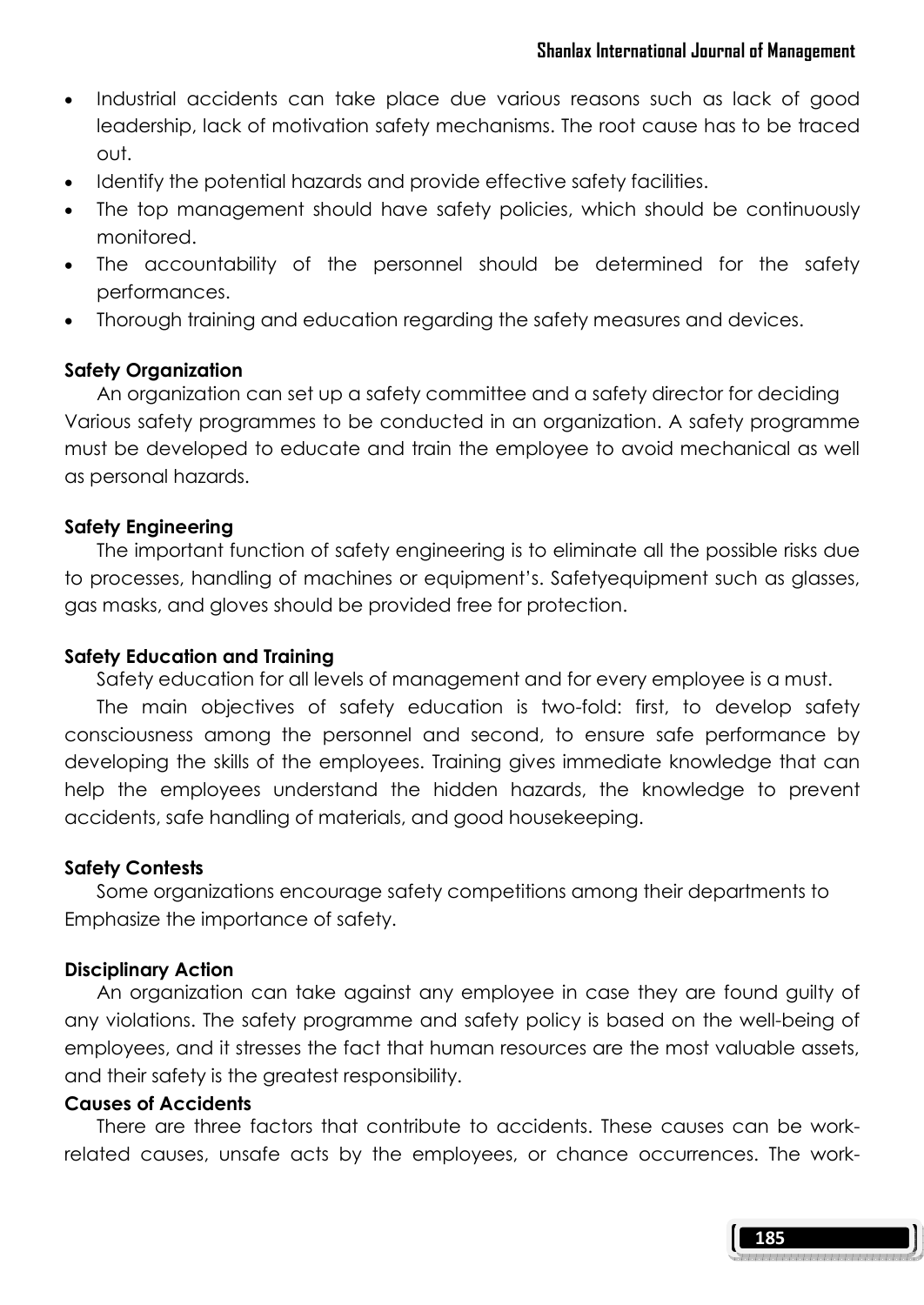- Industrial accidents can take place due various reasons such as lack of good leadership, lack of motivation safety mechanisms. The root cause has to be traced out.
- Identify the potential hazards and provide effective safety facilities.
- The top management should have safety policies, which should be continuously monitored.
- The accountability of the personnel should be determined for the safety performances.
- Thorough training and education regarding the safety measures and devices.

**Safety Organization**

An organization can set up a safety committee and a safety director for deciding Various safety programmes to be conducted in an organization. A safety programme must be developed to educate and train the employee to avoid mechanical as well as personal hazards.

**Safety Engineering**

The important function of safety engineering is to eliminate all the possible risks due to processes, handling of machines or equipment's. Safetyequipment such as glasses, gas masks, and gloves should be provided free for protection.

**Safety Education and Training**

Safety education for all levels of management and for every employee is a must.

The main objectives of safety education is two-fold: first, to develop safety consciousness among the personnel and second, to ensure safe performance by developing the skills of the employees. Training gives immediate knowledge that can help the employees understand the hidden hazards, the knowledge to prevent accidents, safe handling of materials, and good housekeeping.

**Safety Contests**

Some organizations encourage safety competitions among their departments to Emphasize the importance of safety.

**Disciplinary Action**

An organization can take against any employee in case they are found guilty of any violations. The safety programme and safety policy is based on the well-being of employees, and it stresses the fact that human resources are the most valuable assets, and their safety is the greatest responsibility.

**Causes of Accidents**

There are three factors that contribute to accidents. These causes can be work-related causes, unsafe acts by the employees, or chance occurrences. The work-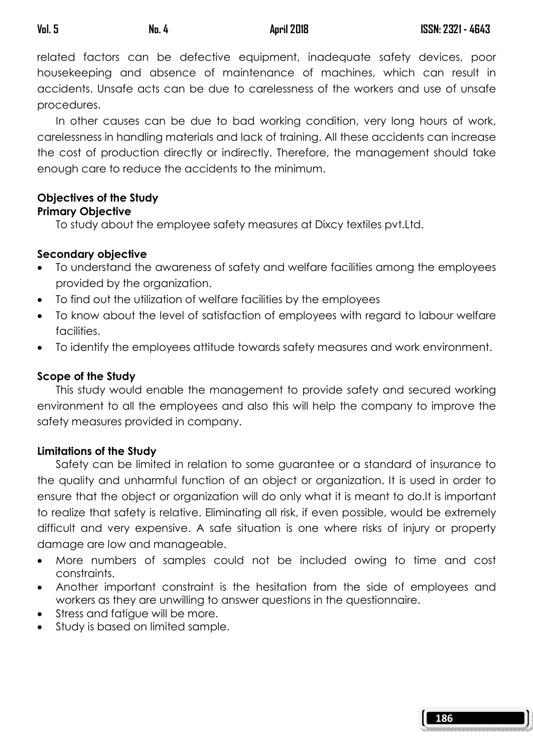related factors can be defective equipment, inadequate safety devices, poor housekeeping and absence of maintenance of machines, which can result in accidents. Unsafe acts can be due to carelessness of the workers and use of unsafe procedures.

In other causes can be due to bad working condition, very long hours of work, carelessness in handling materials and lack of training. All these accidents can increase the cost of production directly or indirectly. Therefore, the management should take enough care to reduce the accidents to the minimum.

**Objectives of the Study**

**Primary Objective**

To study about the employee safety measures at Dixcy textiles pvt.Ltd.

**Secondary objective**

- To understand the awareness of safety and welfare facilities among the employees provided by the organization.
- To find out the utilization of welfare facilities by the employees
- To know about the level of satisfaction of employees with regard to labour welfare facilities.
- To identify the employees attitude towards safety measures and work environment.

**Scope of the Study**

This study would enable the management to provide safety and secured working environment to all the employees and also this will help the company to improve the safety measures provided in company.

**Limitations of the Study**

Safety can be limited in relation to some guarantee or a standard of insurance to the quality and unharmful function of an object or organization. It is used in order to ensure that the object or organization will do only what it is meant to do.It is important to realize that safety is relative. Eliminating all risk, if even possible, would be extremely difficult and very expensive. A safe situation is one where risks of injury or property damage are low and manageable.

- More numbers of samples could not be included owing to time and cost constraints.
- Another important constraint is the hesitation from the side of employees and workers as they are unwilling to answer questions in the questionnaire.
- Stress and fatigue will be more.
- Study is based on limited sample.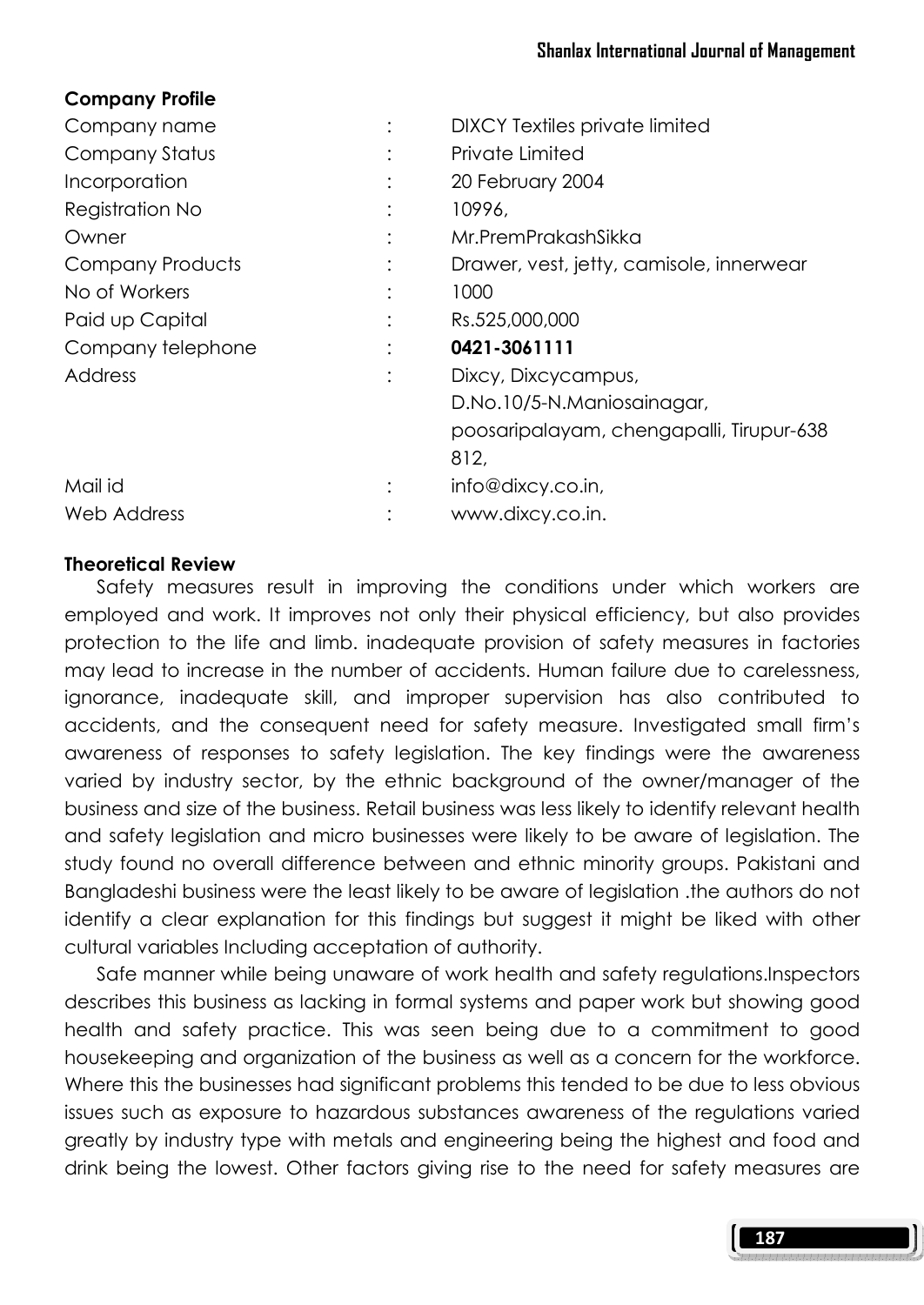### Company Profile

| | | |
|---|---|---|
| Company name | : | DIXCY Textiles private limited |
| Company Status | : | Private Limited |
| Incorporation | : | 20 February 2004 |
| Registration No | : | 10996, |
| Owner | : | Mr.PremPrakashSikka |
| Company Products | : | Drawer, vest, jetty, camisole, innerwear |
| No of Workers | : | 1000 |
| Paid up Capital | : | Rs.525,000,000 |
| Company telephone | : | **0421-3061111** |
| Address | : | Dixcy, Dixcycampus, D.No.10/5-N.Maniosainagar, poosaripalayam, chengapalli, Tirupur-638 812, |
| Mail id | : | info@dixcy.co.in, |
| Web Address | : | www.dixcy.co.in. |

### Theoretical Review

Safety measures result in improving the conditions under which workers are employed and work. It improves not only their physical efficiency, but also provides protection to the life and limb. inadequate provision of safety measures in factories may lead to increase in the number of accidents. Human failure due to carelessness, ignorance, inadequate skill, and improper supervision has also contributed to accidents, and the consequent need for safety measure. Investigated small firm's awareness of responses to safety legislation. The key findings were the awareness varied by industry sector, by the ethnic background of the owner/manager of the business and size of the business. Retail business was less likely to identify relevant health and safety legislation and micro businesses were likely to be aware of legislation. The study found no overall difference between and ethnic minority groups. Pakistani and Bangladeshi business were the least likely to be aware of legislation .the authors do not identify a clear explanation for this findings but suggest it might be liked with other cultural variables Including acceptation of authority.

Safe manner while being unaware of work health and safety regulations.Inspectors describes this business as lacking in formal systems and paper work but showing good health and safety practice. This was seen being due to a commitment to good housekeeping and organization of the business as well as a concern for the workforce. Where this the businesses had significant problems this tended to be due to less obvious issues such as exposure to hazardous substances awareness of the regulations varied greatly by industry type with metals and engineering being the highest and food and drink being the lowest. Other factors giving rise to the need for safety measures are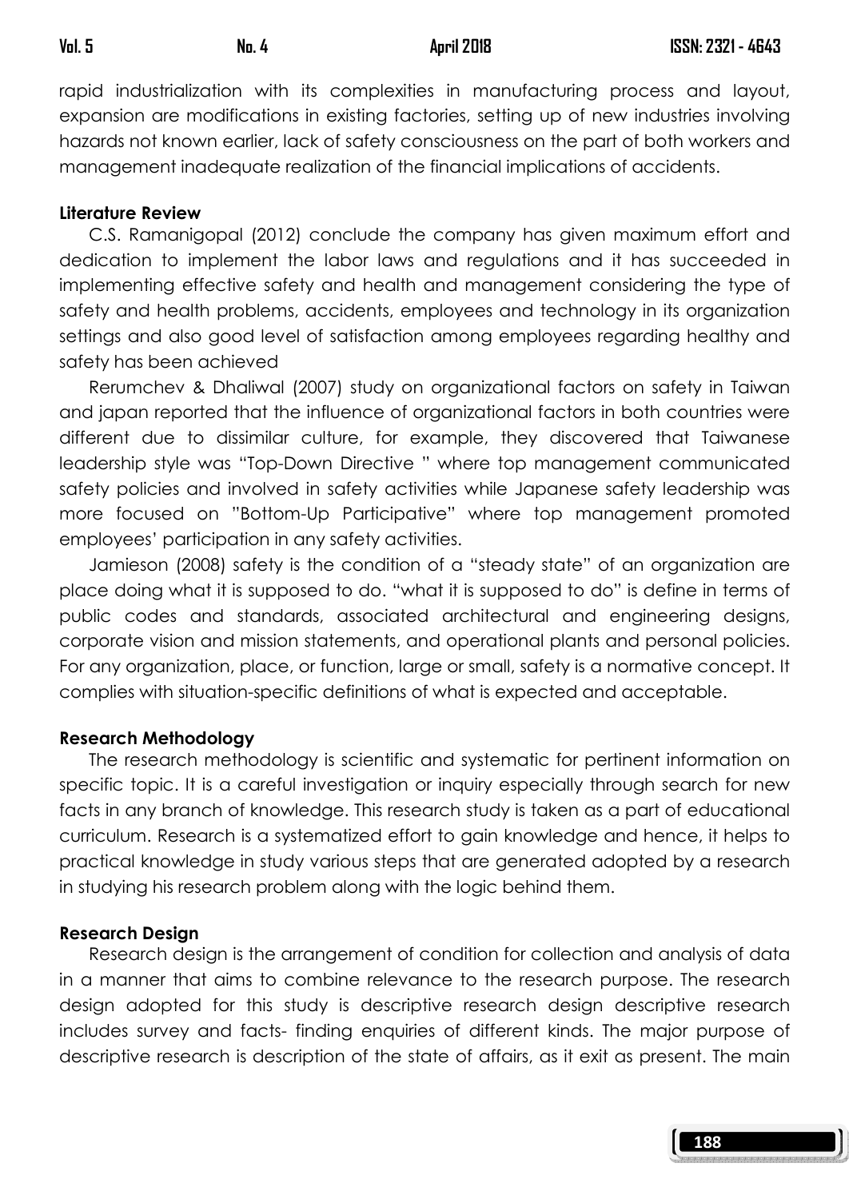rapid industrialization with its complexities in manufacturing process and layout, expansion are modifications in existing factories, setting up of new industries involving hazards not known earlier, lack of safety consciousness on the part of both workers and management inadequate realization of the financial implications of accidents.

**Literature Review**

C.S. Ramanigopal (2012) conclude the company has given maximum effort and dedication to implement the labor laws and regulations and it has succeeded in implementing effective safety and health and management considering the type of safety and health problems, accidents, employees and technology in its organization settings and also good level of satisfaction among employees regarding healthy and safety has been achieved

Rerumchev & Dhaliwal (2007) study on organizational factors on safety in Taiwan and japan reported that the influence of organizational factors in both countries were different due to dissimilar culture, for example, they discovered that Taiwanese leadership style was "Top-Down Directive " where top management communicated safety policies and involved in safety activities while Japanese safety leadership was more focused on "Bottom-Up Participative" where top management promoted employees' participation in any safety activities.

Jamieson (2008) safety is the condition of a "steady state" of an organization are place doing what it is supposed to do. "what it is supposed to do" is define in terms of public codes and standards, associated architectural and engineering designs, corporate vision and mission statements, and operational plants and personal policies. For any organization, place, or function, large or small, safety is a normative concept. It complies with situation-specific definitions of what is expected and acceptable.

**Research Methodology**

The research methodology is scientific and systematic for pertinent information on specific topic. It is a careful investigation or inquiry especially through search for new facts in any branch of knowledge. This research study is taken as a part of educational curriculum. Research is a systematized effort to gain knowledge and hence, it helps to practical knowledge in study various steps that are generated adopted by a research in studying his research problem along with the logic behind them.

**Research Design**

Research design is the arrangement of condition for collection and analysis of data in a manner that aims to combine relevance to the research purpose. The research design adopted for this study is descriptive research design descriptive research includes survey and facts- finding enquiries of different kinds. The major purpose of descriptive research is description of the state of affairs, as it exit as present. The main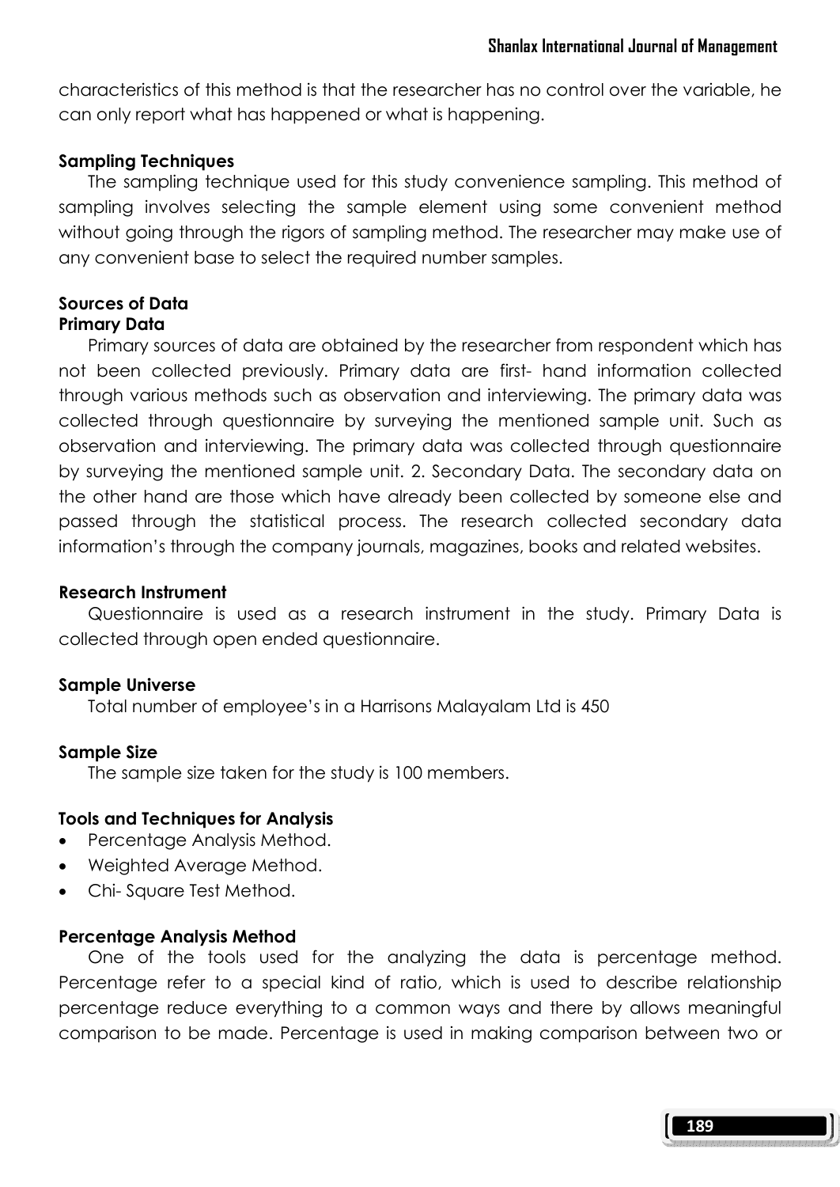characteristics of this method is that the researcher has no control over the variable, he can only report what has happened or what is happening.

### Sampling Techniques

The sampling technique used for this study convenience sampling. This method of sampling involves selecting the sample element using some convenient method without going through the rigors of sampling method. The researcher may make use of any convenient base to select the required number samples.

### Sources of Data

#### Primary Data

Primary sources of data are obtained by the researcher from respondent which has not been collected previously. Primary data are first- hand information collected through various methods such as observation and interviewing. The primary data was collected through questionnaire by surveying the mentioned sample unit. Such as observation and interviewing. The primary data was collected through questionnaire by surveying the mentioned sample unit. 2. Secondary Data. The secondary data on the other hand are those which have already been collected by someone else and passed through the statistical process. The research collected secondary data information's through the company journals, magazines, books and related websites.

### Research Instrument

Questionnaire is used as a research instrument in the study. Primary Data is collected through open ended questionnaire.

### Sample Universe

Total number of employee's in a Harrisons Malayalam Ltd is 450

### Sample Size

The sample size taken for the study is 100 members.

### Tools and Techniques for Analysis

- Percentage Analysis Method.
- Weighted Average Method.
- Chi- Square Test Method.

### Percentage Analysis Method

One of the tools used for the analyzing the data is percentage method. Percentage refer to a special kind of ratio, which is used to describe relationship percentage reduce everything to a common ways and there by allows meaningful comparison to be made. Percentage is used in making comparison between two or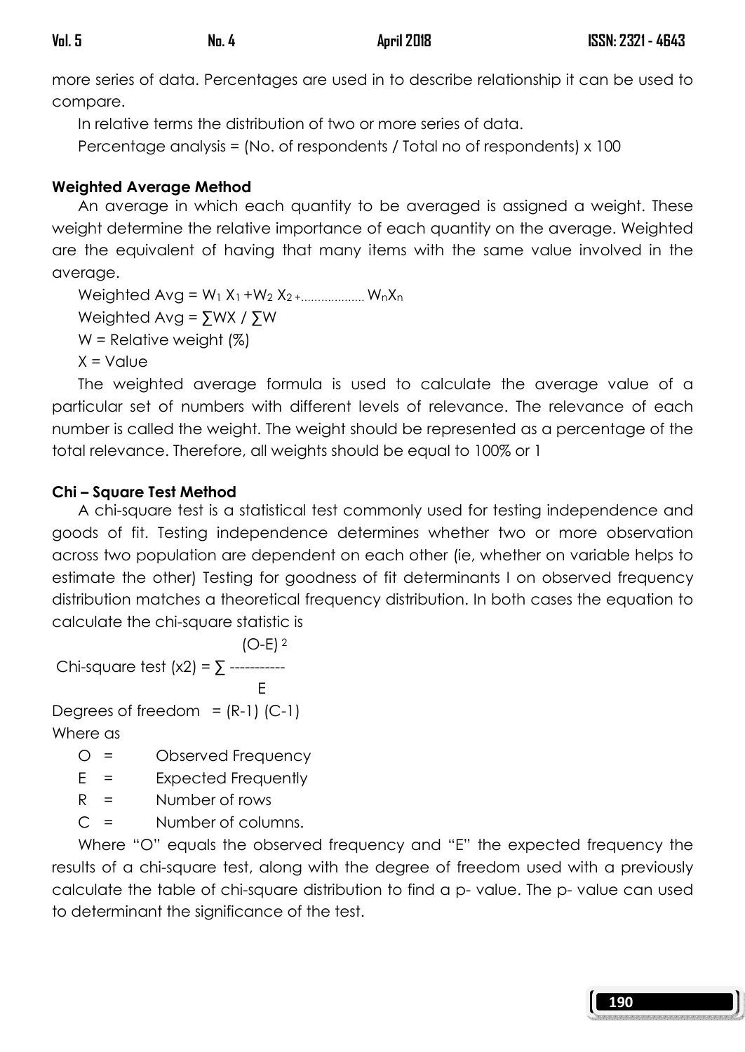more series of data. Percentages are used in to describe relationship it can be used to compare.

In relative terms the distribution of two or more series of data.

Percentage analysis = (No. of respondents / Total no of respondents) x 100

**Weighted Average Method**

An average in which each quantity to be averaged is assigned a weight. These weight determine the relative importance of each quantity on the average. Weighted are the equivalent of having that many items with the same value involved in the average.

Weighted Avg = $W_1 X_1 + W_2 X_2 + \ldots\ldots\ldots\ldots\ldots\ldots W_n X_n$

Weighted Avg = $\sum WX / \sum W$

W = Relative weight (%)

X = Value

The weighted average formula is used to calculate the average value of a particular set of numbers with different levels of relevance. The relevance of each number is called the weight. The weight should be represented as a percentage of the total relevance. Therefore, all weights should be equal to 100% or 1

**Chi – Square Test Method**

A chi-square test is a statistical test commonly used for testing independence and goods of fit. Testing independence determines whether two or more observation across two population are dependent on each other (ie, whether on variable helps to estimate the other) Testing for goodness of fit determinants I on observed frequency distribution matches a theoretical frequency distribution. In both cases the equation to calculate the chi-square statistic is

$$\text{Chi-square test } (x2) = \sum \frac{(O-E)^2}{E}$$

Degrees of freedom = (R-1) (C-1)

Where as

- O = Observed Frequency
- E = Expected Frequently
- R = Number of rows
- C = Number of columns.

Where "O" equals the observed frequency and "E" the expected frequency the results of a chi-square test, along with the degree of freedom used with a previously calculate the table of chi-square distribution to find a p- value. The p- value can used to determinant the significance of the test.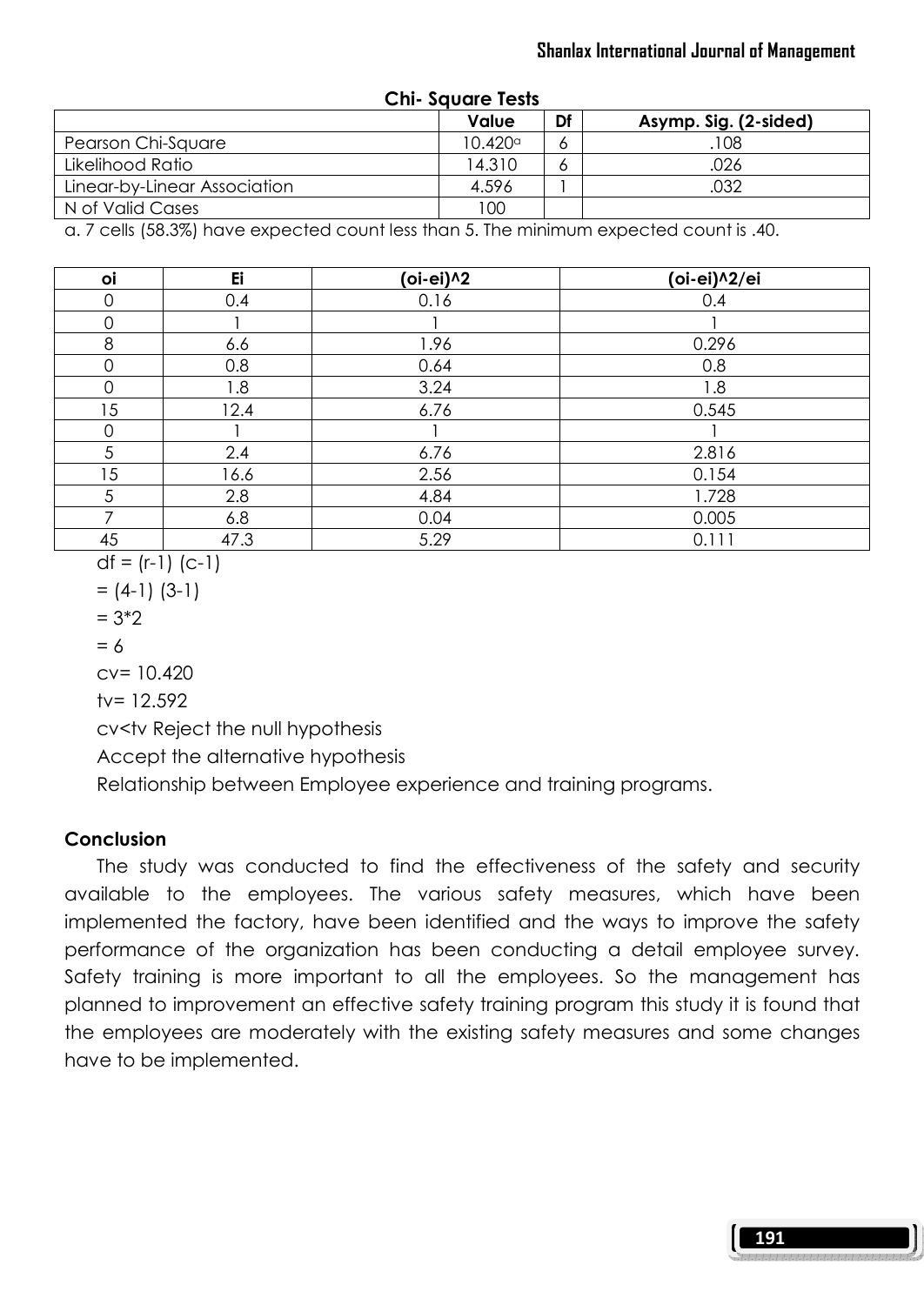**Chi- Square Tests**

| | Value | Df | Asymp. Sig. (2-sided) |
|---|---|---|---|
| Pearson Chi-Square | 10.420[a] | 6 | .108 |
| Likelihood Ratio | 14.310 | 6 | .026 |
| Linear-by-Linear Association | 4.596 | 1 | .032 |
| N of Valid Cases | 100 | | |

a. 7 cells (58.3%) have expected count less than 5. The minimum expected count is .40.

| oi | Ei | (oi-ei)^2 | (oi-ei)^2/ei |
|---|---|---|---|
| 0 | 0.4 | 0.16 | 0.4 |
| 0 | 1 | 1 | 1 |
| 8 | 6.6 | 1.96 | 0.296 |
| 0 | 0.8 | 0.64 | 0.8 |
| 0 | 1.8 | 3.24 | 1.8 |
| 15 | 12.4 | 6.76 | 0.545 |
| 0 | 1 | 1 | 1 |
| 5 | 2.4 | 6.76 | 2.816 |
| 15 | 16.6 | 2.56 | 0.154 |
| 5 | 2.8 | 4.84 | 1.728 |
| 7 | 6.8 | 0.04 | 0.005 |
| 45 | 47.3 | 5.29 | 0.111 |

df = (r-1) (c-1)

= (4-1) (3-1)

= 3*2

= 6

cv= 10.420

tv= 12.592

cv<tv Reject the null hypothesis

Accept the alternative hypothesis

Relationship between Employee experience and training programs.

**Conclusion**

The study was conducted to find the effectiveness of the safety and security available to the employees. The various safety measures, which have been implemented the factory, have been identified and the ways to improve the safety performance of the organization has been conducting a detail employee survey. Safety training is more important to all the employees. So the management has planned to improvement an effective safety training program this study it is found that the employees are moderately with the existing safety measures and some changes have to be implemented.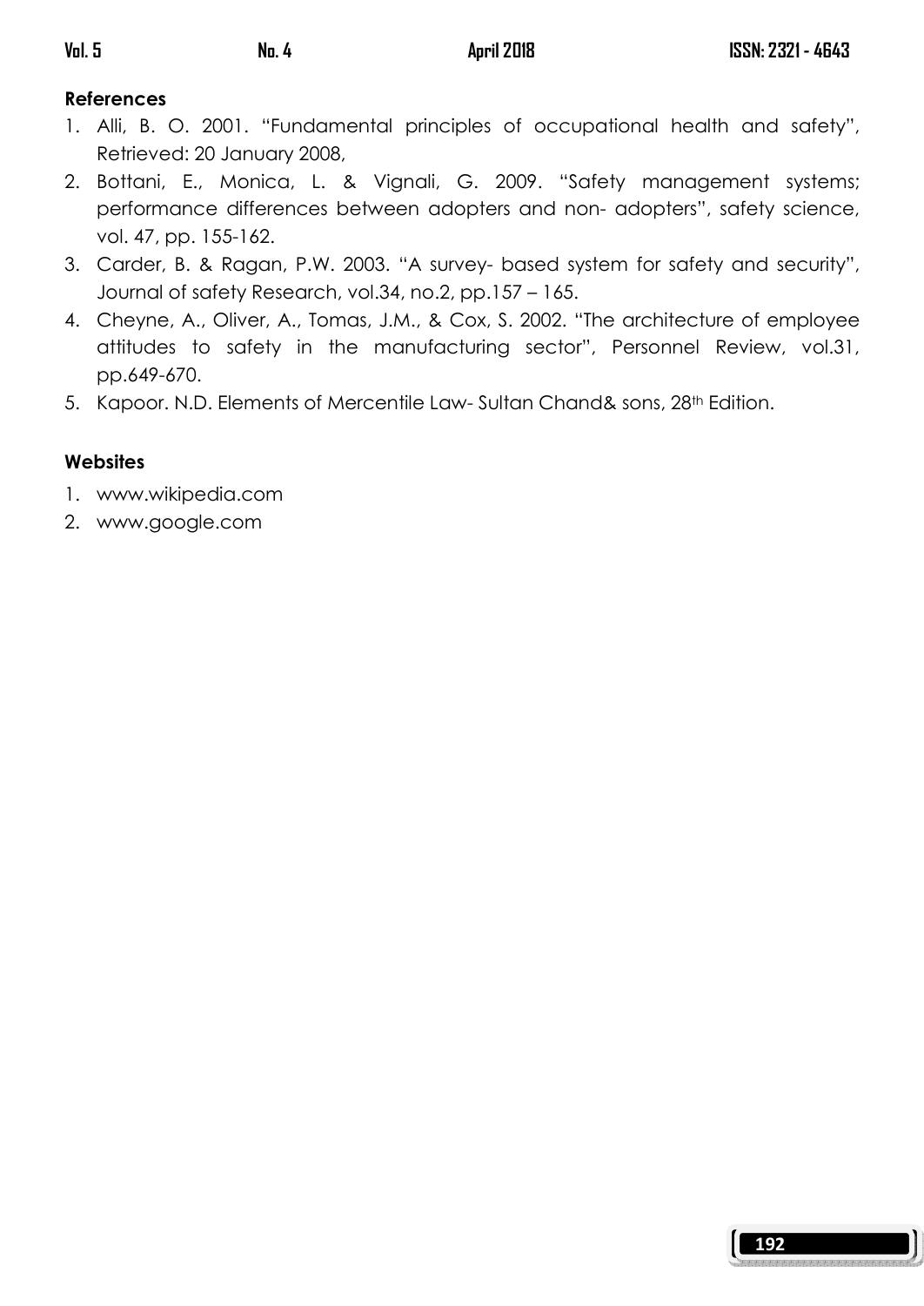### References

1. Alli, B. O. 2001. "Fundamental principles of occupational health and safety", Retrieved: 20 January 2008,
2. Bottani, E., Monica, L. & Vignali, G. 2009. "Safety management systems; performance differences between adopters and non- adopters", safety science, vol. 47, pp. 155-162.
3. Carder, B. & Ragan, P.W. 2003. "A survey- based system for safety and security", Journal of safety Research, vol.34, no.2, pp.157 – 165.
4. Cheyne, A., Oliver, A., Tomas, J.M., & Cox, S. 2002. "The architecture of employee attitudes to safety in the manufacturing sector", Personnel Review, vol.31, pp.649-670.
5. Kapoor. N.D. Elements of Mercentile Law- Sultan Chand& sons, 28th Edition.

### Websites

1. www.wikipedia.com
2. www.google.com